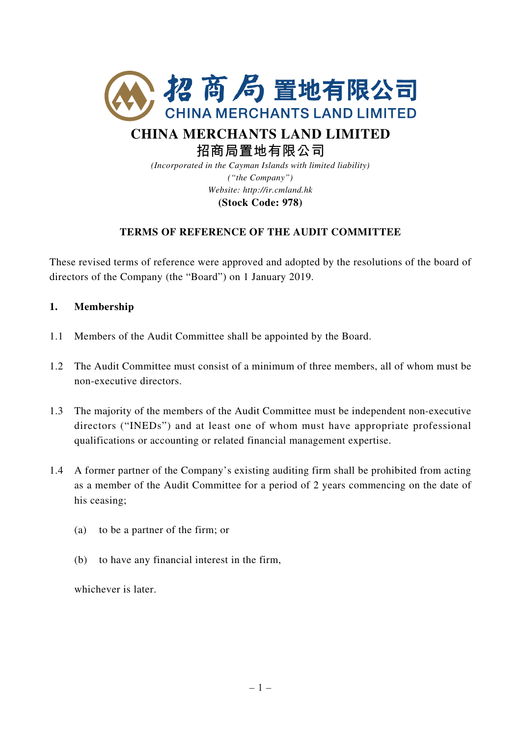# CHINA MERCHANTS LAND LIMITED

# 招商局置地有限公司

*(Incorporated in the Cayman Islands with limited liability)*
*("the Company")*
*Website: http://ir.cmland.hk*
**(Stock Code: 978)**

## TERMS OF REFERENCE OF THE AUDIT COMMITTEE

These revised terms of reference were approved and adopted by the resolutions of the board of directors of the Company (the "Board") on 1 January 2019.

### 1. Membership

1.1 Members of the Audit Committee shall be appointed by the Board.

1.2 The Audit Committee must consist of a minimum of three members, all of whom must be non-executive directors.

1.3 The majority of the members of the Audit Committee must be independent non-executive directors ("INEDs") and at least one of whom must have appropriate professional qualifications or accounting or related financial management expertise.

1.4 A former partner of the Company's existing auditing firm shall be prohibited from acting as a member of the Audit Committee for a period of 2 years commencing on the date of his ceasing;

(a) to be a partner of the firm; or

(b) to have any financial interest in the firm,

whichever is later.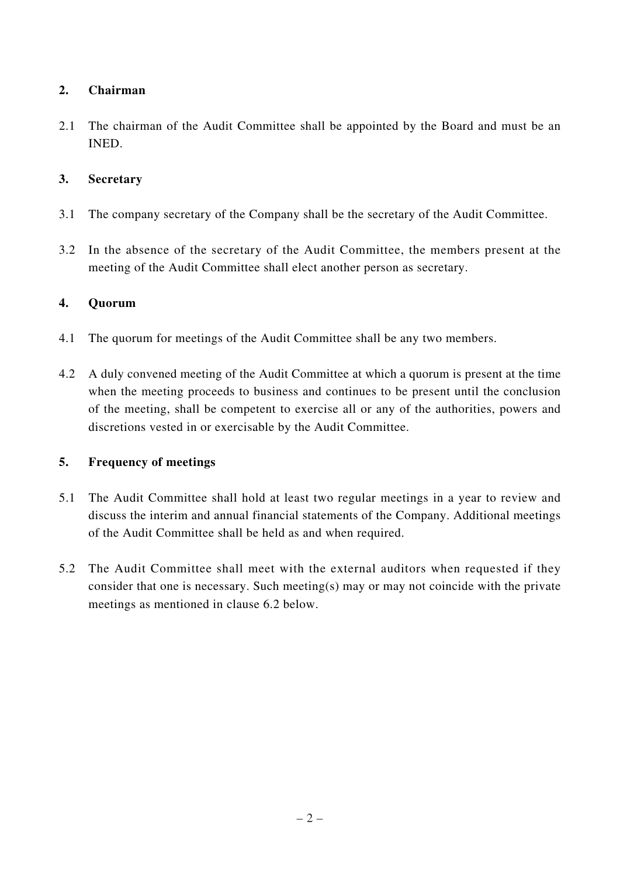## 2. Chairman

2.1 The chairman of the Audit Committee shall be appointed by the Board and must be an INED.

## 3. Secretary

3.1 The company secretary of the Company shall be the secretary of the Audit Committee.

3.2 In the absence of the secretary of the Audit Committee, the members present at the meeting of the Audit Committee shall elect another person as secretary.

## 4. Quorum

4.1 The quorum for meetings of the Audit Committee shall be any two members.

4.2 A duly convened meeting of the Audit Committee at which a quorum is present at the time when the meeting proceeds to business and continues to be present until the conclusion of the meeting, shall be competent to exercise all or any of the authorities, powers and discretions vested in or exercisable by the Audit Committee.

## 5. Frequency of meetings

5.1 The Audit Committee shall hold at least two regular meetings in a year to review and discuss the interim and annual financial statements of the Company. Additional meetings of the Audit Committee shall be held as and when required.

5.2 The Audit Committee shall meet with the external auditors when requested if they consider that one is necessary. Such meeting(s) may or may not coincide with the private meetings as mentioned in clause 6.2 below.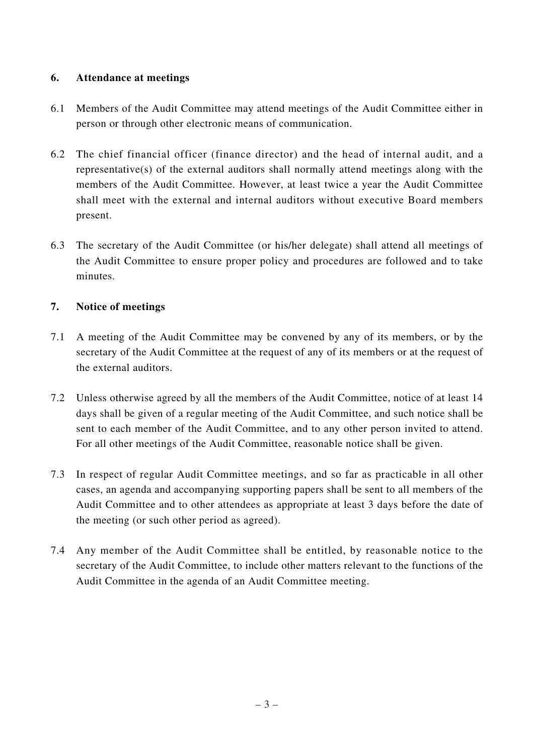## 6. Attendance at meetings

6.1 Members of the Audit Committee may attend meetings of the Audit Committee either in person or through other electronic means of communication.

6.2 The chief financial officer (finance director) and the head of internal audit, and a representative(s) of the external auditors shall normally attend meetings along with the members of the Audit Committee. However, at least twice a year the Audit Committee shall meet with the external and internal auditors without executive Board members present.

6.3 The secretary of the Audit Committee (or his/her delegate) shall attend all meetings of the Audit Committee to ensure proper policy and procedures are followed and to take minutes.

## 7. Notice of meetings

7.1 A meeting of the Audit Committee may be convened by any of its members, or by the secretary of the Audit Committee at the request of any of its members or at the request of the external auditors.

7.2 Unless otherwise agreed by all the members of the Audit Committee, notice of at least 14 days shall be given of a regular meeting of the Audit Committee, and such notice shall be sent to each member of the Audit Committee, and to any other person invited to attend. For all other meetings of the Audit Committee, reasonable notice shall be given.

7.3 In respect of regular Audit Committee meetings, and so far as practicable in all other cases, an agenda and accompanying supporting papers shall be sent to all members of the Audit Committee and to other attendees as appropriate at least 3 days before the date of the meeting (or such other period as agreed).

7.4 Any member of the Audit Committee shall be entitled, by reasonable notice to the secretary of the Audit Committee, to include other matters relevant to the functions of the Audit Committee in the agenda of an Audit Committee meeting.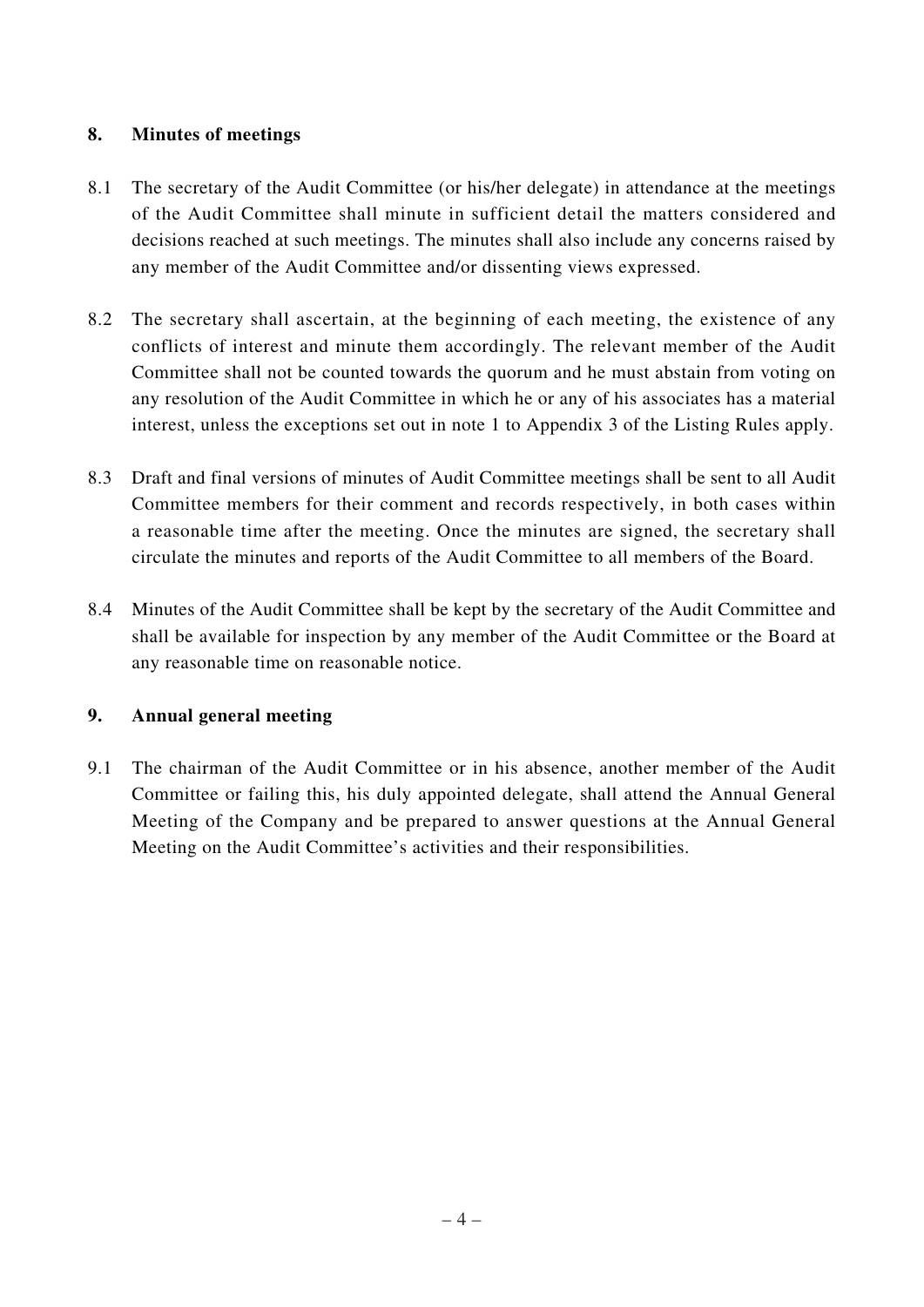## 8. Minutes of meetings

8.1 The secretary of the Audit Committee (or his/her delegate) in attendance at the meetings of the Audit Committee shall minute in sufficient detail the matters considered and decisions reached at such meetings. The minutes shall also include any concerns raised by any member of the Audit Committee and/or dissenting views expressed.

8.2 The secretary shall ascertain, at the beginning of each meeting, the existence of any conflicts of interest and minute them accordingly. The relevant member of the Audit Committee shall not be counted towards the quorum and he must abstain from voting on any resolution of the Audit Committee in which he or any of his associates has a material interest, unless the exceptions set out in note 1 to Appendix 3 of the Listing Rules apply.

8.3 Draft and final versions of minutes of Audit Committee meetings shall be sent to all Audit Committee members for their comment and records respectively, in both cases within a reasonable time after the meeting. Once the minutes are signed, the secretary shall circulate the minutes and reports of the Audit Committee to all members of the Board.

8.4 Minutes of the Audit Committee shall be kept by the secretary of the Audit Committee and shall be available for inspection by any member of the Audit Committee or the Board at any reasonable time on reasonable notice.

## 9. Annual general meeting

9.1 The chairman of the Audit Committee or in his absence, another member of the Audit Committee or failing this, his duly appointed delegate, shall attend the Annual General Meeting of the Company and be prepared to answer questions at the Annual General Meeting on the Audit Committee's activities and their responsibilities.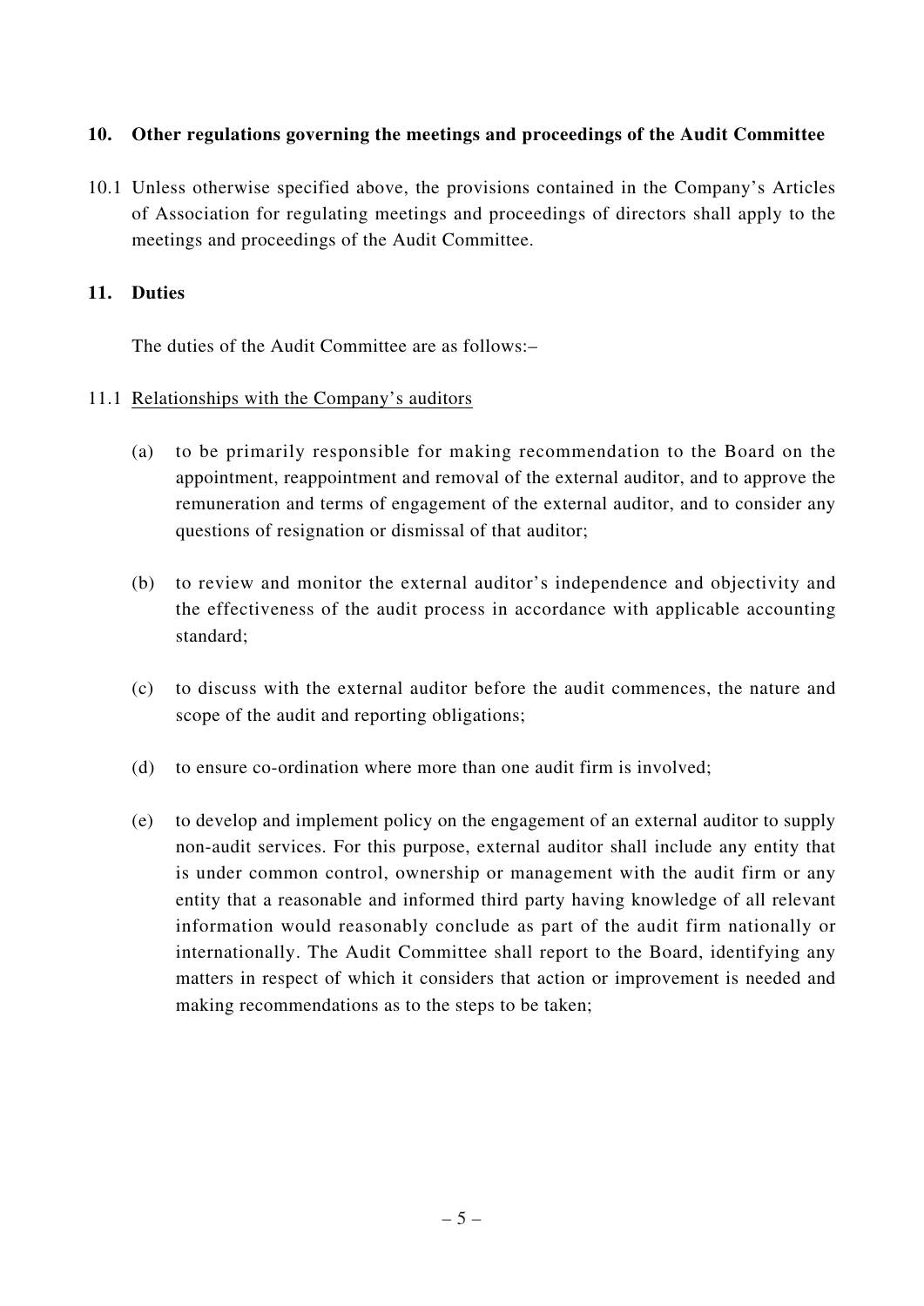## 10. Other regulations governing the meetings and proceedings of the Audit Committee

10.1 Unless otherwise specified above, the provisions contained in the Company's Articles of Association for regulating meetings and proceedings of directors shall apply to the meetings and proceedings of the Audit Committee.

## 11. Duties

The duties of the Audit Committee are as follows:–

11.1 Relationships with the Company's auditors

(a) to be primarily responsible for making recommendation to the Board on the appointment, reappointment and removal of the external auditor, and to approve the remuneration and terms of engagement of the external auditor, and to consider any questions of resignation or dismissal of that auditor;

(b) to review and monitor the external auditor's independence and objectivity and the effectiveness of the audit process in accordance with applicable accounting standard;

(c) to discuss with the external auditor before the audit commences, the nature and scope of the audit and reporting obligations;

(d) to ensure co-ordination where more than one audit firm is involved;

(e) to develop and implement policy on the engagement of an external auditor to supply non-audit services. For this purpose, external auditor shall include any entity that is under common control, ownership or management with the audit firm or any entity that a reasonable and informed third party having knowledge of all relevant information would reasonably conclude as part of the audit firm nationally or internationally. The Audit Committee shall report to the Board, identifying any matters in respect of which it considers that action or improvement is needed and making recommendations as to the steps to be taken;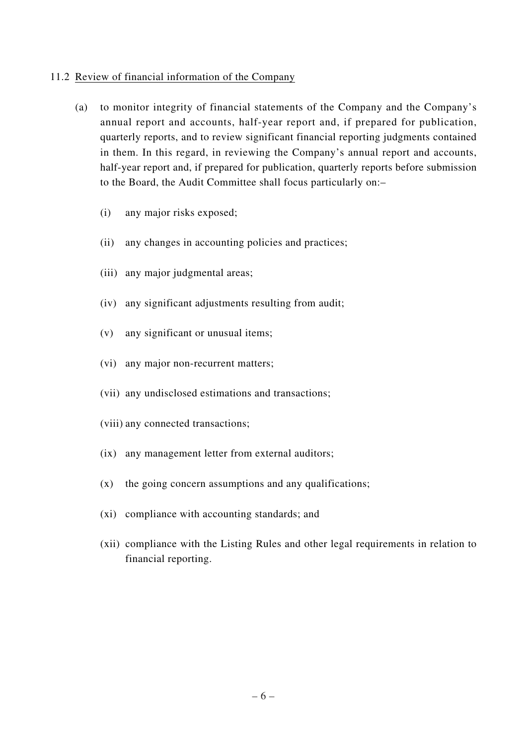11.2 <u>Review of financial information of the Company</u>

(a) to monitor integrity of financial statements of the Company and the Company's annual report and accounts, half-year report and, if prepared for publication, quarterly reports, and to review significant financial reporting judgments contained in them. In this regard, in reviewing the Company's annual report and accounts, half-year report and, if prepared for publication, quarterly reports before submission to the Board, the Audit Committee shall focus particularly on:–

   (i) any major risks exposed;

   (ii) any changes in accounting policies and practices;

   (iii) any major judgmental areas;

   (iv) any significant adjustments resulting from audit;

   (v) any significant or unusual items;

   (vi) any major non-recurrent matters;

   (vii) any undisclosed estimations and transactions;

   (viii) any connected transactions;

   (ix) any management letter from external auditors;

   (x) the going concern assumptions and any qualifications;

   (xi) compliance with accounting standards; and

   (xii) compliance with the Listing Rules and other legal requirements in relation to financial reporting.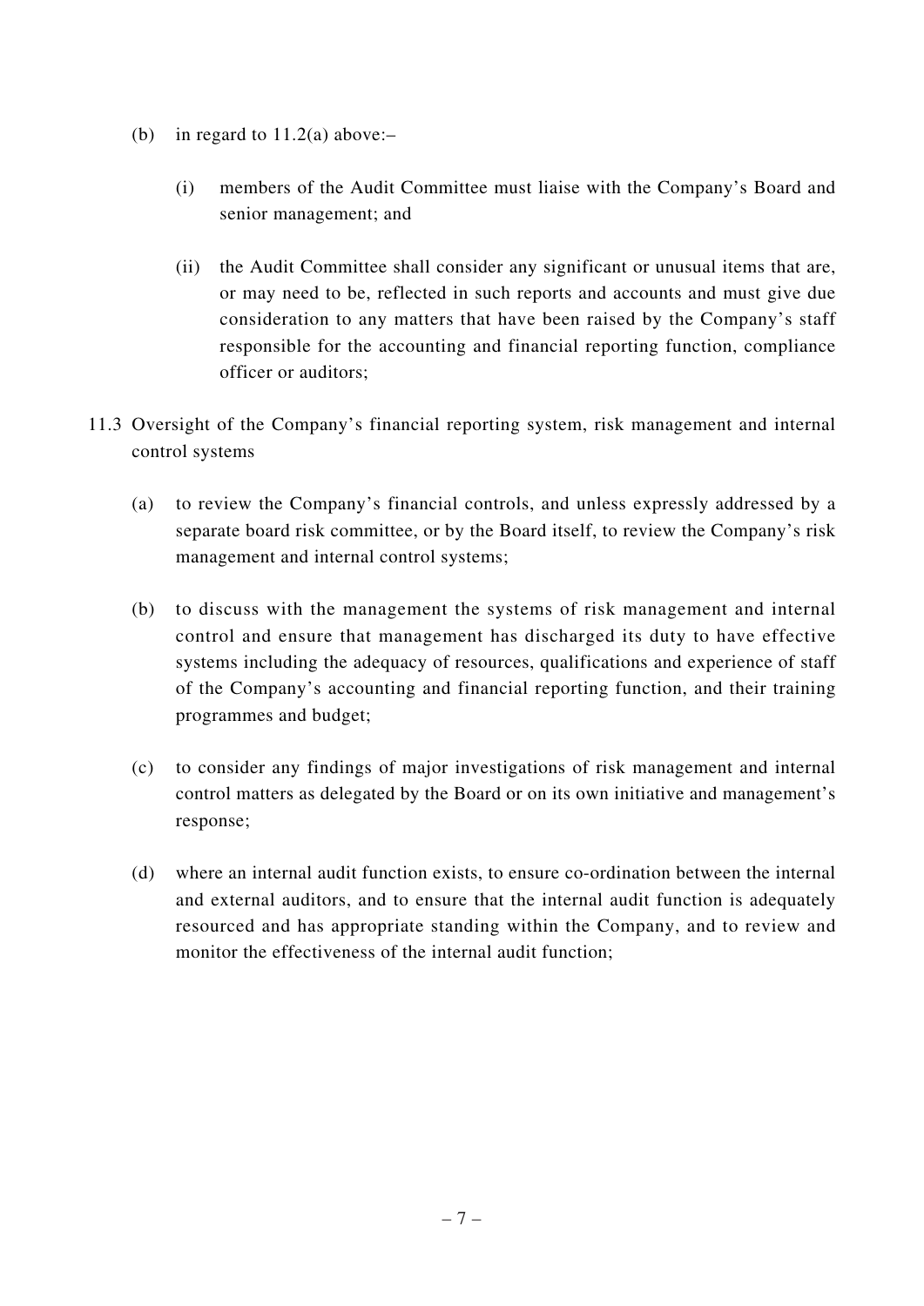(b) in regard to 11.2(a) above:–

  (i) members of the Audit Committee must liaise with the Company's Board and senior management; and

  (ii) the Audit Committee shall consider any significant or unusual items that are, or may need to be, reflected in such reports and accounts and must give due consideration to any matters that have been raised by the Company's staff responsible for the accounting and financial reporting function, compliance officer or auditors;

11.3 Oversight of the Company's financial reporting system, risk management and internal control systems

(a) to review the Company's financial controls, and unless expressly addressed by a separate board risk committee, or by the Board itself, to review the Company's risk management and internal control systems;

(b) to discuss with the management the systems of risk management and internal control and ensure that management has discharged its duty to have effective systems including the adequacy of resources, qualifications and experience of staff of the Company's accounting and financial reporting function, and their training programmes and budget;

(c) to consider any findings of major investigations of risk management and internal control matters as delegated by the Board or on its own initiative and management's response;

(d) where an internal audit function exists, to ensure co-ordination between the internal and external auditors, and to ensure that the internal audit function is adequately resourced and has appropriate standing within the Company, and to review and monitor the effectiveness of the internal audit function;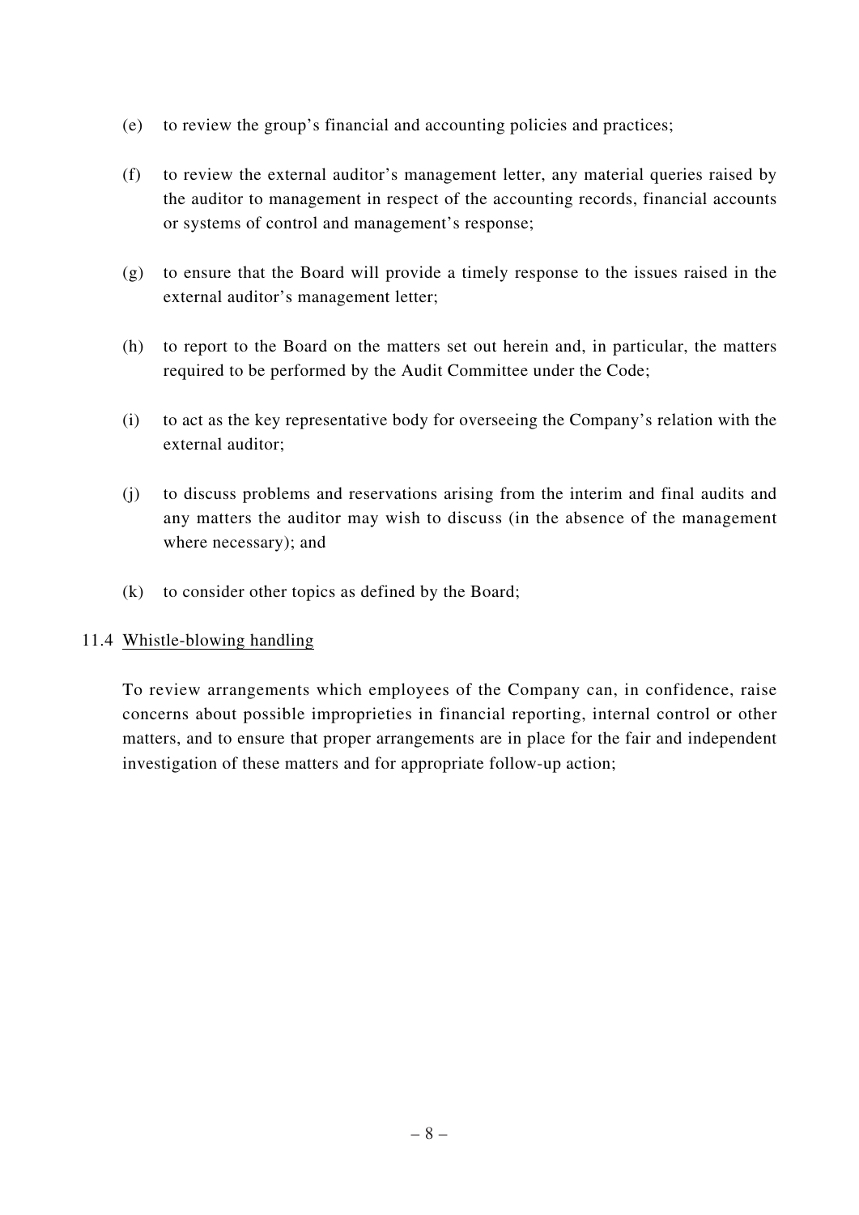(e) to review the group's financial and accounting policies and practices;

(f) to review the external auditor's management letter, any material queries raised by the auditor to management in respect of the accounting records, financial accounts or systems of control and management's response;

(g) to ensure that the Board will provide a timely response to the issues raised in the external auditor's management letter;

(h) to report to the Board on the matters set out herein and, in particular, the matters required to be performed by the Audit Committee under the Code;

(i) to act as the key representative body for overseeing the Company's relation with the external auditor;

(j) to discuss problems and reservations arising from the interim and final audits and any matters the auditor may wish to discuss (in the absence of the management where necessary); and

(k) to consider other topics as defined by the Board;

11.4 <u>Whistle-blowing handling</u>

To review arrangements which employees of the Company can, in confidence, raise concerns about possible improprieties in financial reporting, internal control or other matters, and to ensure that proper arrangements are in place for the fair and independent investigation of these matters and for appropriate follow-up action;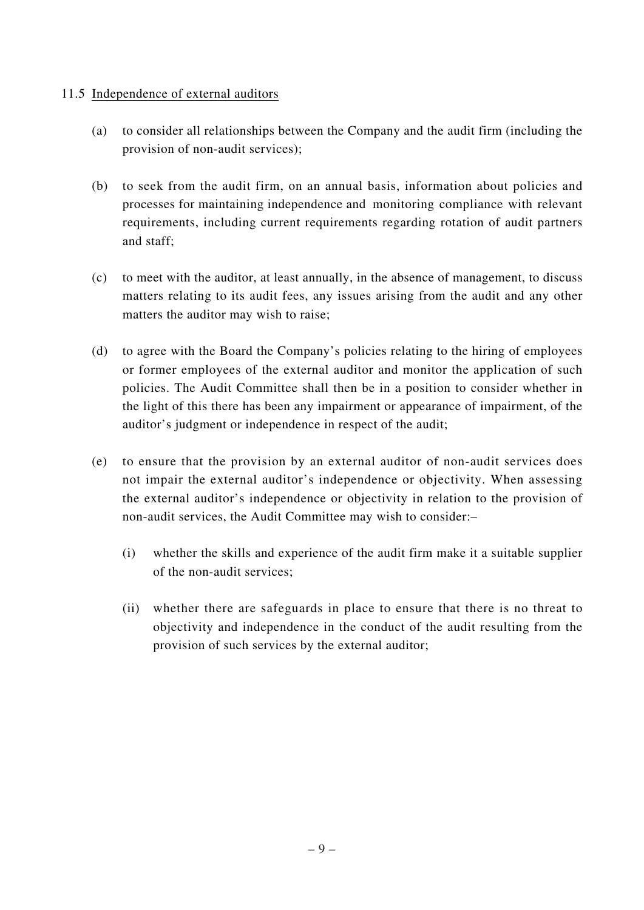11.5 <u>Independence of external auditors</u>

(a) to consider all relationships between the Company and the audit firm (including the provision of non-audit services);

(b) to seek from the audit firm, on an annual basis, information about policies and processes for maintaining independence and monitoring compliance with relevant requirements, including current requirements regarding rotation of audit partners and staff;

(c) to meet with the auditor, at least annually, in the absence of management, to discuss matters relating to its audit fees, any issues arising from the audit and any other matters the auditor may wish to raise;

(d) to agree with the Board the Company's policies relating to the hiring of employees or former employees of the external auditor and monitor the application of such policies. The Audit Committee shall then be in a position to consider whether in the light of this there has been any impairment or appearance of impairment, of the auditor's judgment or independence in respect of the audit;

(e) to ensure that the provision by an external auditor of non-audit services does not impair the external auditor's independence or objectivity. When assessing the external auditor's independence or objectivity in relation to the provision of non-audit services, the Audit Committee may wish to consider:–

   (i) whether the skills and experience of the audit firm make it a suitable supplier of the non-audit services;

   (ii) whether there are safeguards in place to ensure that there is no threat to objectivity and independence in the conduct of the audit resulting from the provision of such services by the external auditor;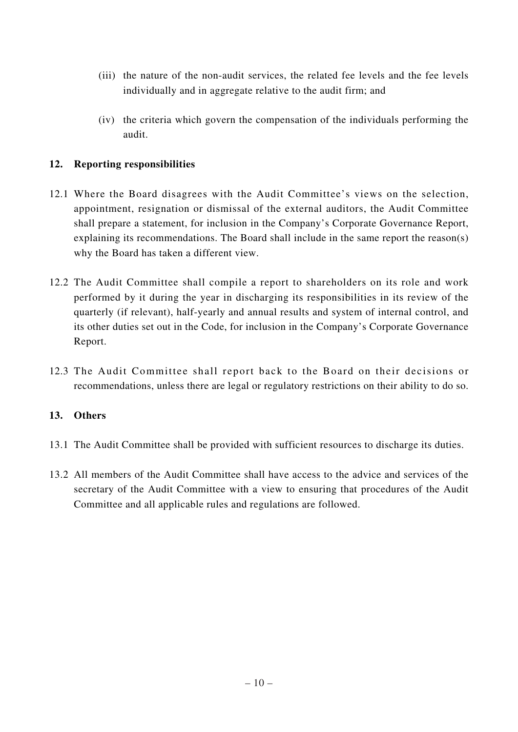(iii) the nature of the non-audit services, the related fee levels and the fee levels individually and in aggregate relative to the audit firm; and

(iv) the criteria which govern the compensation of the individuals performing the audit.

## 12. Reporting responsibilities

12.1 Where the Board disagrees with the Audit Committee's views on the selection, appointment, resignation or dismissal of the external auditors, the Audit Committee shall prepare a statement, for inclusion in the Company's Corporate Governance Report, explaining its recommendations. The Board shall include in the same report the reason(s) why the Board has taken a different view.

12.2 The Audit Committee shall compile a report to shareholders on its role and work performed by it during the year in discharging its responsibilities in its review of the quarterly (if relevant), half-yearly and annual results and system of internal control, and its other duties set out in the Code, for inclusion in the Company's Corporate Governance Report.

12.3 The Audit Committee shall report back to the Board on their decisions or recommendations, unless there are legal or regulatory restrictions on their ability to do so.

## 13. Others

13.1 The Audit Committee shall be provided with sufficient resources to discharge its duties.

13.2 All members of the Audit Committee shall have access to the advice and services of the secretary of the Audit Committee with a view to ensuring that procedures of the Audit Committee and all applicable rules and regulations are followed.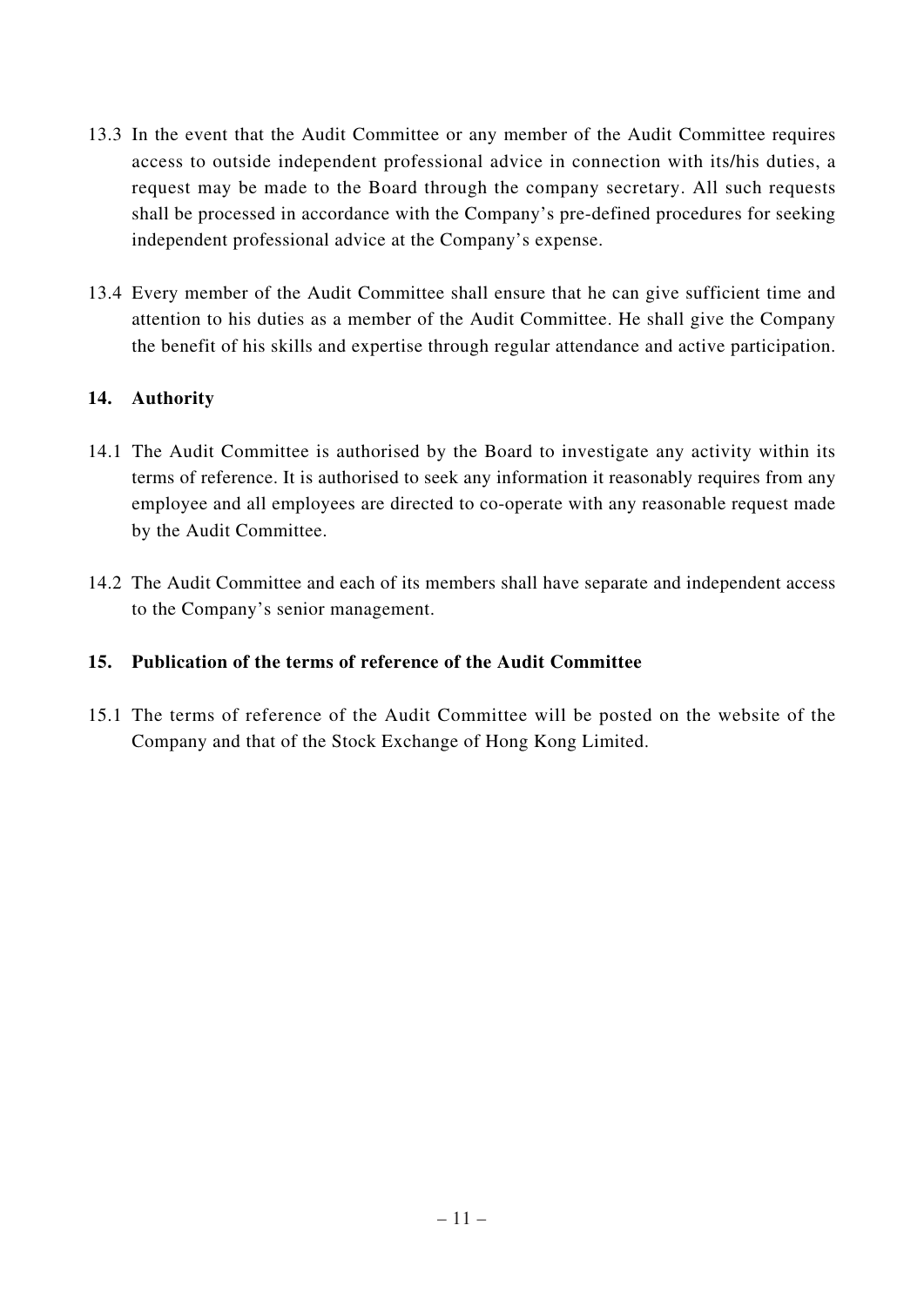13.3 In the event that the Audit Committee or any member of the Audit Committee requires access to outside independent professional advice in connection with its/his duties, a request may be made to the Board through the company secretary. All such requests shall be processed in accordance with the Company's pre-defined procedures for seeking independent professional advice at the Company's expense.

13.4 Every member of the Audit Committee shall ensure that he can give sufficient time and attention to his duties as a member of the Audit Committee. He shall give the Company the benefit of his skills and expertise through regular attendance and active participation.

## 14. Authority

14.1 The Audit Committee is authorised by the Board to investigate any activity within its terms of reference. It is authorised to seek any information it reasonably requires from any employee and all employees are directed to co-operate with any reasonable request made by the Audit Committee.

14.2 The Audit Committee and each of its members shall have separate and independent access to the Company's senior management.

## 15. Publication of the terms of reference of the Audit Committee

15.1 The terms of reference of the Audit Committee will be posted on the website of the Company and that of the Stock Exchange of Hong Kong Limited.